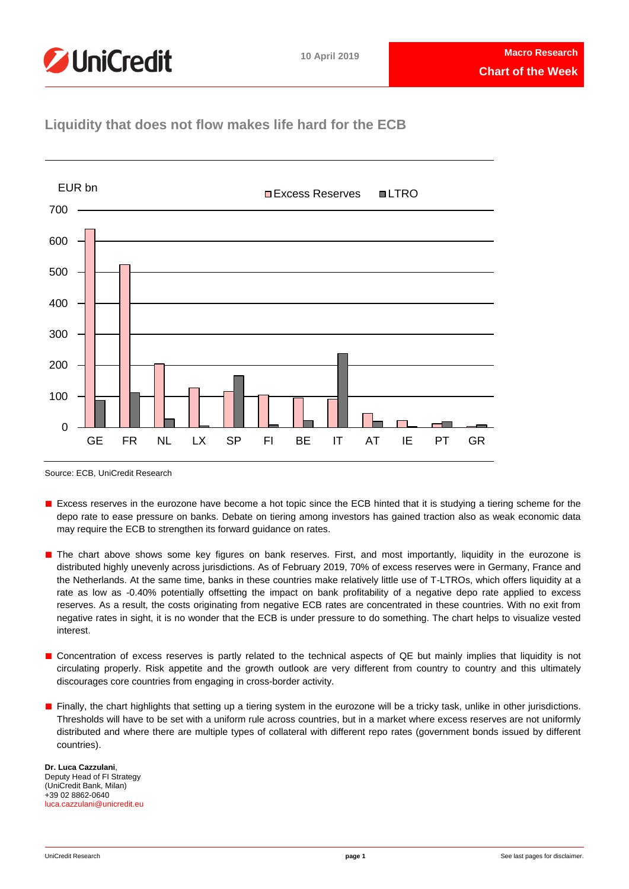**10 April 2019**

**Macro Research**

**Chart of the Week**

## Liquidity that does not flow makes life hard for the ECB

Source: ECB, UniCredit Research

- Excess reserves in the eurozone have become a hot topic since the ECB hinted that it is studying a tiering scheme for the depo rate to ease pressure on banks. Debate on tiering among investors has gained traction also as weak economic data may require the ECB to strengthen its forward guidance on rates.
- The chart above shows some key figures on bank reserves. First, and most importantly, liquidity in the eurozone is distributed highly unevenly across jurisdictions. As of February 2019, 70% of excess reserves were in Germany, France and the Netherlands. At the same time, banks in these countries make relatively little use of T-LTROs, which offers liquidity at a rate as low as -0.40% potentially offsetting the impact on bank profitability of a negative depo rate applied to excess reserves. As a result, the costs originating from negative ECB rates are concentrated in these countries. With no exit from negative rates in sight, it is no wonder that the ECB is under pressure to do something. The chart helps to visualize vested interest.
- Concentration of excess reserves is partly related to the technical aspects of QE but mainly implies that liquidity is not circulating properly. Risk appetite and the growth outlook are very different from country to country and this ultimately discourages core countries from engaging in cross-border activity.
- Finally, the chart highlights that setting up a tiering system in the eurozone will be a tricky task, unlike in other jurisdictions. Thresholds will have to be set with a uniform rule across countries, but in a market where excess reserves are not uniformly distributed and where there are multiple types of collateral with different repo rates (government bonds issued by different countries).

**Dr. Luca Cazzulani**,
Deputy Head of FI Strategy
(UniCredit Bank, Milan)
+39 02 8862-0640
luca.cazzulani@unicredit.eu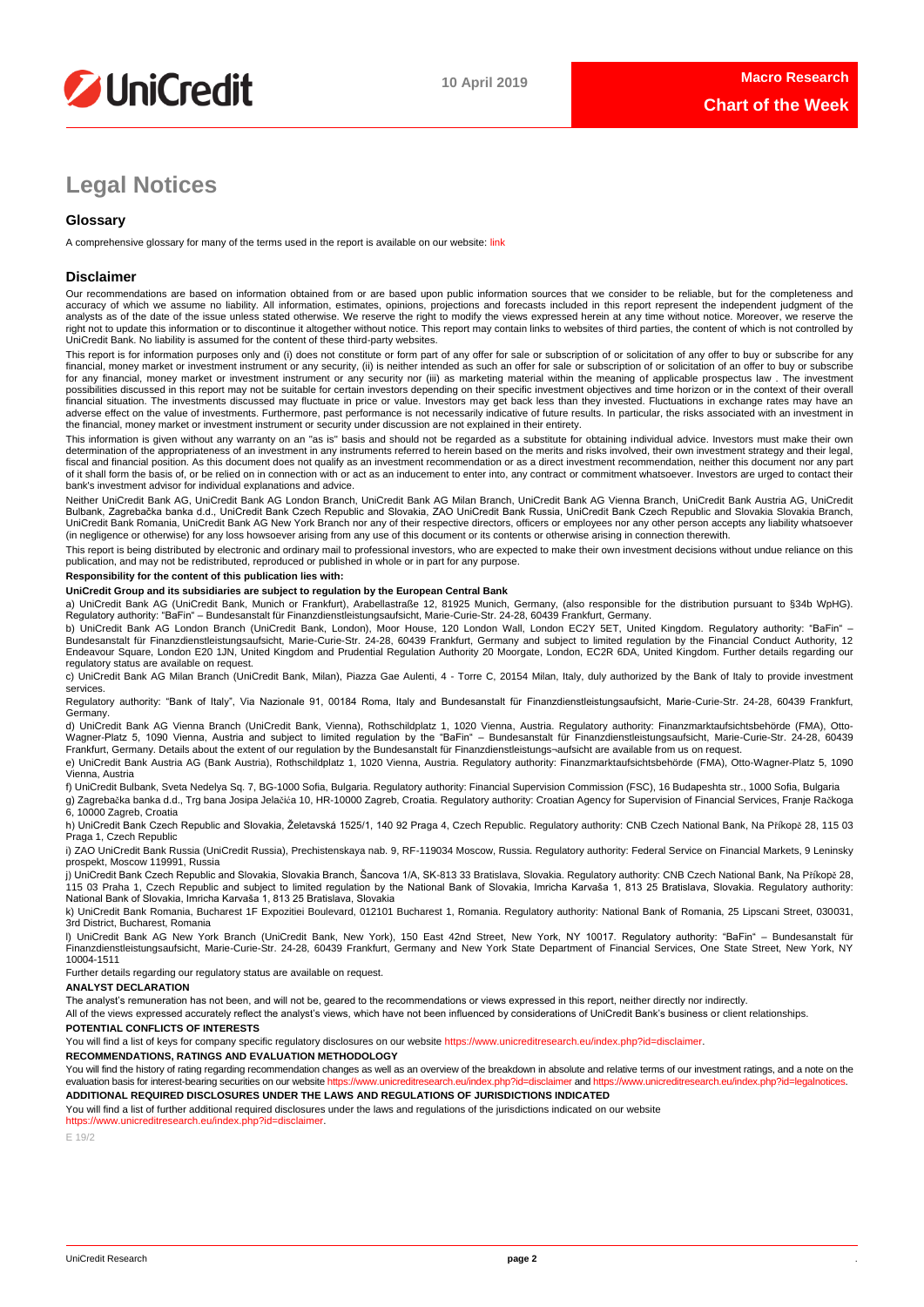# Legal Notices

## Glossary

A comprehensive glossary for many of the terms used in the report is available on our website: link

## Disclaimer

Our recommendations are based on information obtained from or are based upon public information sources that we consider to be reliable, but for the completeness and accuracy of which we assume no liability. All information, estimates, opinions, projections and forecasts included in this report represent the independent judgment of the analysts as of the date of the issue unless stated otherwise. We reserve the right to modify the views expressed herein at any time without notice. Moreover, we reserve the right not to update this information or to discontinue it altogether without notice. This report may contain links to websites of third parties, the content of which is not controlled by UniCredit Bank. No liability is assumed for the content of these third-party websites.

This report is for information purposes only and (i) does not constitute or form part of any offer for sale or subscription of or solicitation of any offer to buy or subscribe for any financial, money market or investment instrument or any security, (ii) is neither intended as such an offer for sale or subscription of or solicitation of an offer to buy or subscribe for any financial, money market or investment instrument or any security nor (iii) as marketing material within the meaning of applicable prospectus law . The investment possibilities discussed in this report may not be suitable for certain investors depending on their specific investment objectives and time horizon or in the context of their overall financial situation. The investments discussed may fluctuate in price or value. Investors may get back less than they invested. Fluctuations in exchange rates may have an adverse effect on the value of investments. Furthermore, past performance is not necessarily indicative of future results. In particular, the risks associated with an investment in the financial, money market or investment instrument or security under discussion are not explained in their entirety.

This information is given without any warranty on an "as is" basis and should not be regarded as a substitute for obtaining individual advice. Investors must make their own determination of the appropriateness of an investment in any instruments referred to herein based on the merits and risks involved, their own investment strategy and their legal, fiscal and financial position. As this document does not qualify as an investment recommendation or as a direct investment recommendation, neither this document nor any part of it shall form the basis of, or be relied on in connection with or act as an inducement to enter into, any contract or commitment whatsoever. Investors are urged to contact their bank's investment advisor for individual explanations and advice.

Neither UniCredit Bank AG, UniCredit Bank AG London Branch, UniCredit Bank AG Milan Branch, UniCredit Bank AG Vienna Branch, UniCredit Bank Austria AG, UniCredit Bulbank, Zagrebačka banka d.d., UniCredit Bank Czech Republic and Slovakia, ZAO UniCredit Bank Russia, UniCredit Bank Czech Republic and Slovakia Slovakia Branch, UniCredit Bank Romania, UniCredit Bank AG New York Branch nor any of their respective directors, officers or employees nor any other person accepts any liability whatsoever (in negligence or otherwise) for any loss howsoever arising from any use of this document or its contents or otherwise arising in connection therewith.

This report is being distributed by electronic and ordinary mail to professional investors, who are expected to make their own investment decisions without undue reliance on this publication, and may not be redistributed, reproduced or published in whole or in part for any purpose.

**Responsibility for the content of this publication lies with:**

**UniCredit Group and its subsidiaries are subject to regulation by the European Central Bank**

a) UniCredit Bank AG (UniCredit Bank, Munich or Frankfurt), Arabellastraße 12, 81925 Munich, Germany, (also responsible for the distribution pursuant to §34b WpHG). Regulatory authority: "BaFin" – Bundesanstalt für Finanzdienstleistungsaufsicht, Marie-Curie-Str. 24-28, 60439 Frankfurt, Germany.

b) UniCredit Bank AG London Branch (UniCredit Bank, London), Moor House, 120 London Wall, London EC2Y 5ET, United Kingdom. Regulatory authority: "BaFin" – Bundesanstalt für Finanzdienstleistungsaufsicht, Marie-Curie-Str. 24-28, 60439 Frankfurt, Germany and subject to limited regulation by the Financial Conduct Authority, 12 Endeavour Square, London E20 1JN, United Kingdom and Prudential Regulation Authority 20 Moorgate, London, EC2R 6DA, United Kingdom. Further details regarding our regulatory status are available on request.

c) UniCredit Bank AG Milan Branch (UniCredit Bank, Milan), Piazza Gae Aulenti, 4 - Torre C, 20154 Milan, Italy, duly authorized by the Bank of Italy to provide investment services.

Regulatory authority: "Bank of Italy", Via Nazionale 91, 00184 Roma, Italy and Bundesanstalt für Finanzdienstleistungsaufsicht, Marie-Curie-Str. 24-28, 60439 Frankfurt, Germany.

d) UniCredit Bank AG Vienna Branch (UniCredit Bank, Vienna), Rothschildplatz 1, 1020 Vienna, Austria. Regulatory authority: Finanzmarktaufsichtsbehörde (FMA), Otto-Wagner-Platz 5, 1090 Vienna, Austria and subject to limited regulation by the "BaFin" – Bundesanstalt für Finanzdienstleistungsaufsicht, Marie-Curie-Str. 24-28, 60439 Frankfurt, Germany. Details about the extent of our regulation by the Bundesanstalt für Finanzdienstleistungs¬aufsicht are available from us on request.

e) UniCredit Bank Austria AG (Bank Austria), Rothschildplatz 1, 1020 Vienna, Austria. Regulatory authority: Finanzmarktaufsichtsbehörde (FMA), Otto-Wagner-Platz 5, 1090 Vienna, Austria

f) UniCredit Bulbank, Sveta Nedelya Sq. 7, BG-1000 Sofia, Bulgaria. Regulatory authority: Financial Supervision Commission (FSC), 16 Budapeshta str., 1000 Sofia, Bulgaria

g) Zagrebačka banka d.d., Trg bana Josipa Jelačića 10, HR-10000 Zagreb, Croatia. Regulatory authority: Croatian Agency for Supervision of Financial Services, Franje Račkoga 6, 10000 Zagreb, Croatia

h) UniCredit Bank Czech Republic and Slovakia, Želetavská 1525/1, 140 92 Praga 4, Czech Republic. Regulatory authority: CNB Czech National Bank, Na Příkopě 28, 115 03 Praga 1, Czech Republic

i) ZAO UniCredit Bank Russia (UniCredit Russia), Prechistenskaya nab. 9, RF-119034 Moscow, Russia. Regulatory authority: Federal Service on Financial Markets, 9 Leninsky prospekt, Moscow 119991, Russia

j) UniCredit Bank Czech Republic and Slovakia, Slovakia Branch, Šancova 1/A, SK-813 33 Bratislava, Slovakia. Regulatory authority: CNB Czech National Bank, Na Příkopě 28, 115 03 Praha 1, Czech Republic and subject to limited regulation by the National Bank of Slovakia, Imricha Karvaša 1, 813 25 Bratislava, Slovakia. Regulatory authority: National Bank of Slovakia, Imricha Karvaša 1, 813 25 Bratislava, Slovakia

k) UniCredit Bank Romania, Bucharest 1F Expozitiei Boulevard, 012101 Bucharest 1, Romania. Regulatory authority: National Bank of Romania, 25 Lipscani Street, 030031, 3rd District, Bucharest, Romania

l) UniCredit Bank AG New York Branch (UniCredit Bank, New York), 150 East 42nd Street, New York, NY 10017. Regulatory authority: "BaFin" – Bundesanstalt für Finanzdienstleistungsaufsicht, Marie-Curie-Str. 24-28, 60439 Frankfurt, Germany and New York State Department of Financial Services, One State Street, New York, NY 10004-1511

Further details regarding our regulatory status are available on request.

**ANALYST DECLARATION**

The analyst's remuneration has not been, and will not be, geared to the recommendations or views expressed in this report, neither directly nor indirectly.

All of the views expressed accurately reflect the analyst's views, which have not been influenced by considerations of UniCredit Bank's business or client relationships.

**POTENTIAL CONFLICTS OF INTERESTS**

You will find a list of keys for company specific regulatory disclosures on our website https://www.unicreditresearch.eu/index.php?id=disclaimer.

**RECOMMENDATIONS, RATINGS AND EVALUATION METHODOLOGY**

You will find the history of rating regarding recommendation changes as well as an overview of the breakdown in absolute and relative terms of our investment ratings, and a note on the evaluation basis for interest-bearing securities on our website https://www.unicreditresearch.eu/index.php?id=disclaimer and https://www.unicreditresearch.eu/index.php?id=legalnotices.

**ADDITIONAL REQUIRED DISCLOSURES UNDER THE LAWS AND REGULATIONS OF JURISDICTIONS INDICATED**

You will find a list of further additional required disclosures under the laws and regulations of the jurisdictions indicated on our website https://www.unicreditresearch.eu/index.php?id=disclaimer.

E 19/2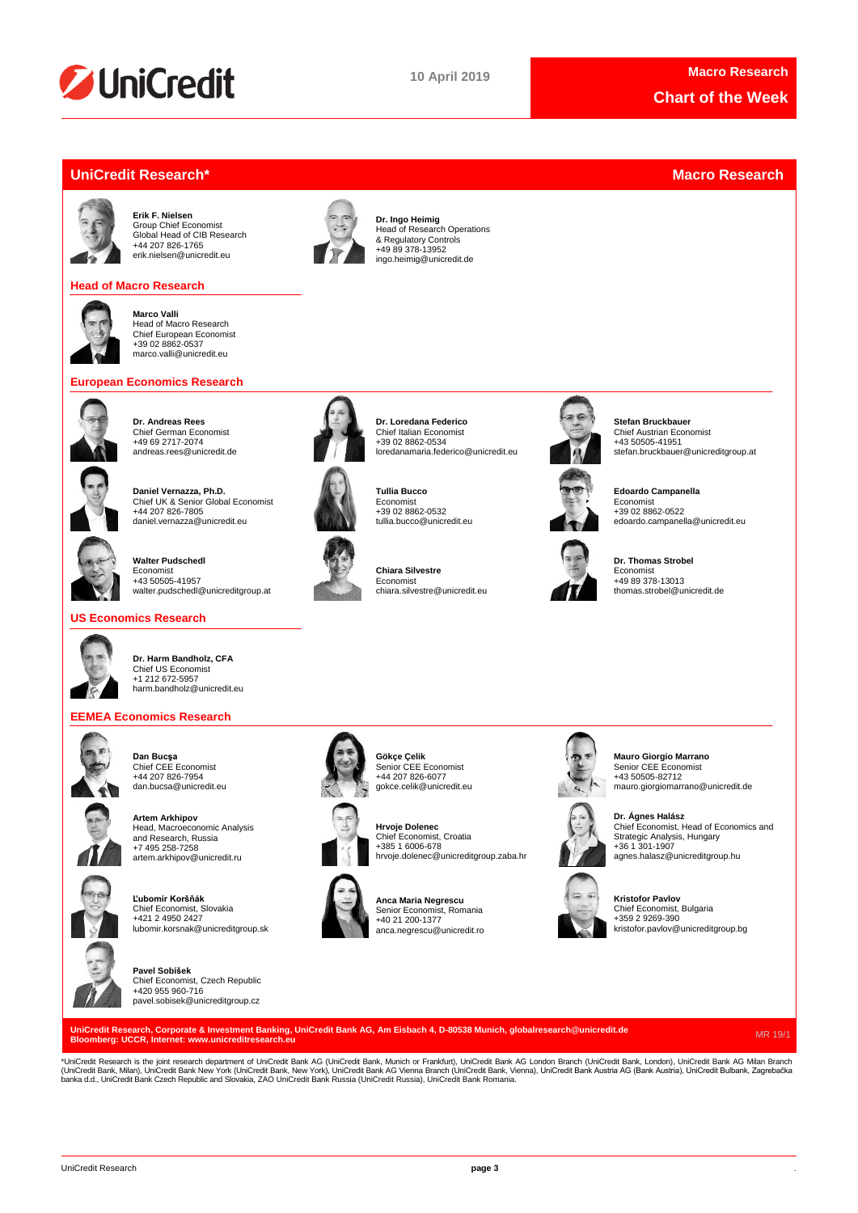**UniCredit**

10 April 2019

**Macro Research**
**Chart of the Week**

## UniCredit Research*

**Macro Research**

**Erik F. Nielsen**
Group Chief Economist
Global Head of CIB Research
+44 207 826-1765
erik.nielsen@unicredit.eu

**Dr. Ingo Heimig**
Head of Research Operations
& Regulatory Controls
+49 89 378-13952
ingo.heimig@unicredit.de

### Head of Macro Research

**Marco Valli**
Head of Macro Research
Chief European Economist
+39 02 8862-0537
marco.valli@unicredit.eu

### European Economics Research

**Dr. Andreas Rees**
Chief German Economist
+49 69 2717-2074
andreas.rees@unicredit.de

**Dr. Loredana Federico**
Chief Italian Economist
+39 02 8862-0534
loredanamaria.federico@unicredit.eu

**Stefan Bruckbauer**
Chief Austrian Economist
+43 50505-41951
stefan.bruckbauer@unicreditgroup.at

**Daniel Vernazza, Ph.D.**
Chief UK & Senior Global Economist
+44 207 826-7805
daniel.vernazza@unicredit.eu

**Tullia Bucco**
Economist
+39 02 8862-0532
tullia.bucco@unicredit.eu

**Edoardo Campanella**
Economist
+39 02 8862-0522
edoardo.campanella@unicredit.eu

**Walter Pudschedl**
Economist
+43 50505-41957
walter.pudschedl@unicreditgroup.at

**Chiara Silvestre**
Economist
chiara.silvestre@unicredit.eu

**Dr. Thomas Strobel**
Economist
+49 89 378-13013
thomas.strobel@unicredit.de

### US Economics Research

**Dr. Harm Bandholz, CFA**
Chief US Economist
+1 212 672-5957
harm.bandholz@unicredit.eu

### EEMEA Economics Research

**Dan Bucşa**
Chief CEE Economist
+44 207 826-7954
dan.bucsa@unicredit.eu

**Gökçe Çelik**
Senior CEE Economist
+44 207 826-6077
gokce.celik@unicredit.eu

**Mauro Giorgio Marrano**
Senior CEE Economist
+43 50505-82712
mauro.giorgiomarrano@unicredit.de

**Artem Arkhipov**
Head, Macroeconomic Analysis
and Research, Russia
+7 495 258-7258
artem.arkhipov@unicredit.ru

**Hrvoje Dolenec**
Chief Economist, Croatia
+385 1 6006-678
hrvoje.dolenec@unicreditgroup.zaba.hr

**Dr. Ágnes Halász**
Chief Economist, Head of Economics and
Strategic Analysis, Hungary
+36 1 301-1907
agnes.halasz@unicreditgroup.hu

**Ľubomír Koršňák**
Chief Economist, Slovakia
+421 2 4950 2427
lubomir.korsnak@unicreditgroup.sk

**Anca Maria Negrescu**
Senior Economist, Romania
+40 21 200-1377
anca.negrescu@unicredit.ro

**Kristofor Pavlov**
Chief Economist, Bulgaria
+359 2 9269-390
kristofor.pavlov@unicreditgroup.bg

**Pavel Sobíšek**
Chief Economist, Czech Republic
+420 955 960-716
pavel.sobisek@unicredit.cz

**UniCredit Research, Corporate & Investment Banking, UniCredit Bank AG, Am Eisbach 4, D-80538 Munich, globalresearch@unicredit.de**
**Bloomberg: UCCR, Internet: www.unicreditresearch.eu**

MR 19/1

*UniCredit Research is the joint research department of UniCredit Bank AG (UniCredit Bank, Munich or Frankfurt), UniCredit Bank AG London Branch (UniCredit Bank, London), UniCredit Bank AG Milan Branch (UniCredit Bank, Milan), UniCredit Bank New York (UniCredit Bank, New York), UniCredit Bank AG Vienna Branch (UniCredit Bank, Vienna), UniCredit Bank Austria AG (Bank Austria), UniCredit Bulbank, Zagrebačka banka d.d., UniCredit Bank Czech Republic and Slovakia, ZAO UniCredit Bank Russia (UniCredit Russia), UniCredit Bank Romania.